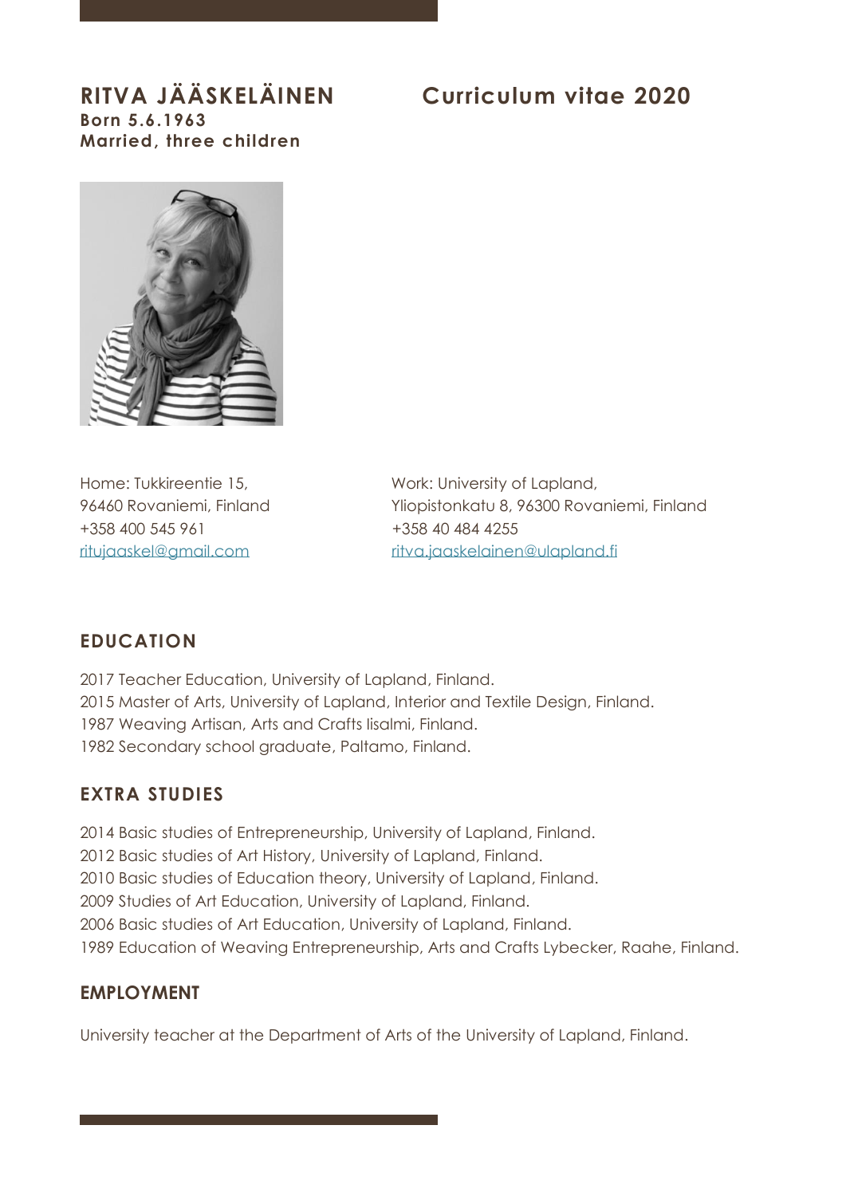# RITVA JÄÄSKELÄINEN

# Curriculum vitae 2020

**Born 5.6.1963**
**Married, three children**

Home: Tukkireentie 15,
96460 Rovaniemi, Finland
+358 400 545 961
ritujaaskel@gmail.com

Work: University of Lapland,
Yliopistonkatu 8, 96300 Rovaniemi, Finland
+358 40 484 4255
ritva.jaaskelainen@ulapland.fi

## EDUCATION

2017 Teacher Education, University of Lapland, Finland.
2015 Master of Arts, University of Lapland, Interior and Textile Design, Finland.
1987 Weaving Artisan, Arts and Crafts Iisalmi, Finland.
1982 Secondary school graduate, Paltamo, Finland.

## EXTRA STUDIES

2014 Basic studies of Entrepreneurship, University of Lapland, Finland.
2012 Basic studies of Art History, University of Lapland, Finland.
2010 Basic studies of Education theory, University of Lapland, Finland.
2009 Studies of Art Education, University of Lapland, Finland.
2006 Basic studies of Art Education, University of Lapland, Finland.
1989 Education of Weaving Entrepreneurship, Arts and Crafts Lybecker, Raahe, Finland.

## EMPLOYMENT

University teacher at the Department of Arts of the University of Lapland, Finland.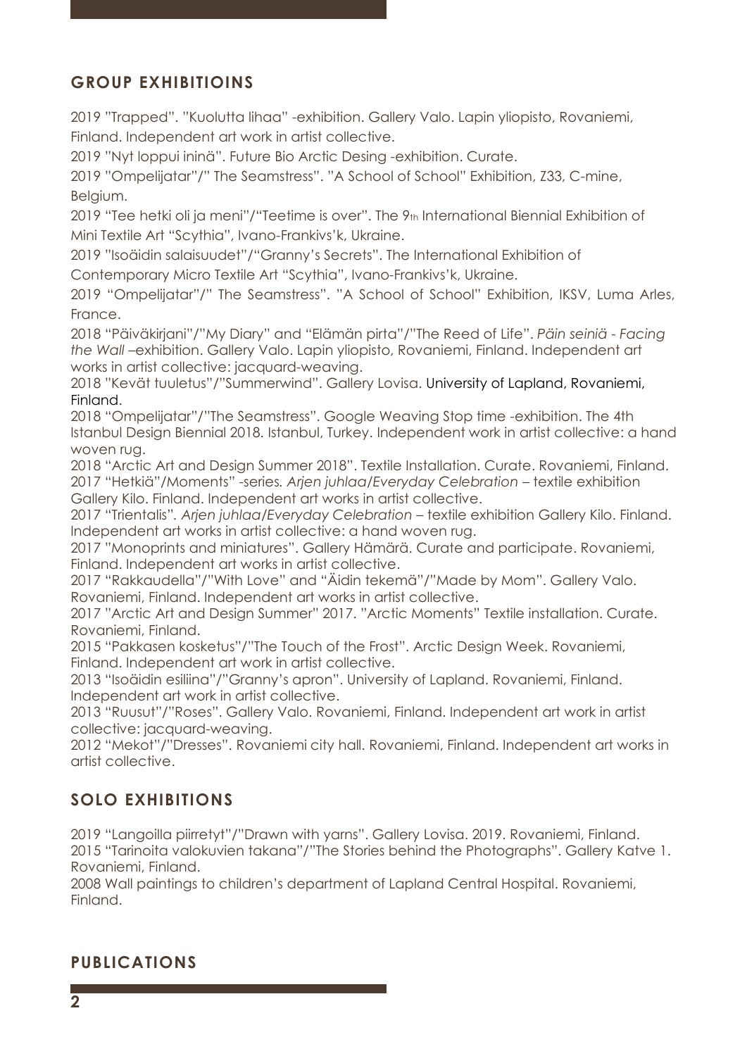## GROUP EXHIBITIOINS

2019 "Trapped". "Kuolutta lihaa" -exhibition. Gallery Valo. Lapin yliopisto, Rovaniemi, Finland. Independent art work in artist collective.

2019 "Nyt loppui ininä". Future Bio Arctic Desing -exhibition. Curate.

2019 "Ompelijatar"/" The Seamstress". "A School of School" Exhibition, Z33, C-mine, Belgium.

2019 "Tee hetki oli ja meni"/"Teetime is over". The 9th International Biennial Exhibition of Mini Textile Art "Scythia", Ivano-Frankivs'k, Ukraine.

2019 "Isoäidin salaisuudet"/"Granny's Secrets". The International Exhibition of Contemporary Micro Textile Art "Scythia", Ivano-Frankivs'k, Ukraine.

2019 "Ompelijatar"/" The Seamstress". "A School of School" Exhibition, IKSV, Luma Arles, France.

2018 "Päiväkirjani"/"My Diary" and "Elämän pirta"/"The Reed of Life". *Päin seiniä - Facing the Wall* –exhibition. Gallery Valo. Lapin yliopisto, Rovaniemi, Finland. Independent art works in artist collective: jacquard-weaving.

2018 "Kevät tuuletus"/"Summerwind". Gallery Lovisa. University of Lapland, Rovaniemi, Finland.

2018 "Ompelijatar"/"The Seamstress". Google Weaving Stop time -exhibition. The 4th Istanbul Design Biennial 2018. Istanbul, Turkey. Independent work in artist collective: a hand woven rug.

2018 "Arctic Art and Design Summer 2018". Textile Installation. Curate. Rovaniemi, Finland.

2017 "Hetkiä"/Moments" -series. *Arjen juhlaa/Everyday Celebration* – textile exhibition Gallery Kilo. Finland. Independent art works in artist collective.

2017 "Trientalis". *Arjen juhlaa/Everyday Celebration* – textile exhibition Gallery Kilo. Finland. Independent art works in artist collective: a hand woven rug.

2017 "Monoprints and miniatures". Gallery Hämärä. Curate and participate. Rovaniemi, Finland. Independent art works in artist collective.

2017 "Rakkaudella"/"With Love" and "Äidin tekemä"/"Made by Mom". Gallery Valo. Rovaniemi, Finland. Independent art works in artist collective.

2017 "Arctic Art and Design Summer" 2017. "Arctic Moments" Textile installation. Curate. Rovaniemi, Finland.

2015 "Pakkasen kosketus"/"The Touch of the Frost". Arctic Design Week. Rovaniemi, Finland. Independent art work in artist collective.

2013 "Isoäidin esiliina"/"Granny's apron". University of Lapland. Rovaniemi, Finland. Independent art work in artist collective.

2013 "Ruusut"/"Roses". Gallery Valo. Rovaniemi, Finland. Independent art work in artist collective: jacquard-weaving.

2012 "Mekot"/"Dresses". Rovaniemi city hall. Rovaniemi, Finland. Independent art works in artist collective.

## SOLO EXHIBITIONS

2019 "Langoilla piirretyt"/"Drawn with yarns". Gallery Lovisa. 2019. Rovaniemi, Finland.

2015 "Tarinoita valokuvien takana"/"The Stories behind the Photographs". Gallery Katve 1. Rovaniemi, Finland.

2008 Wall paintings to children's department of Lapland Central Hospital. Rovaniemi, Finland.

## PUBLICATIONS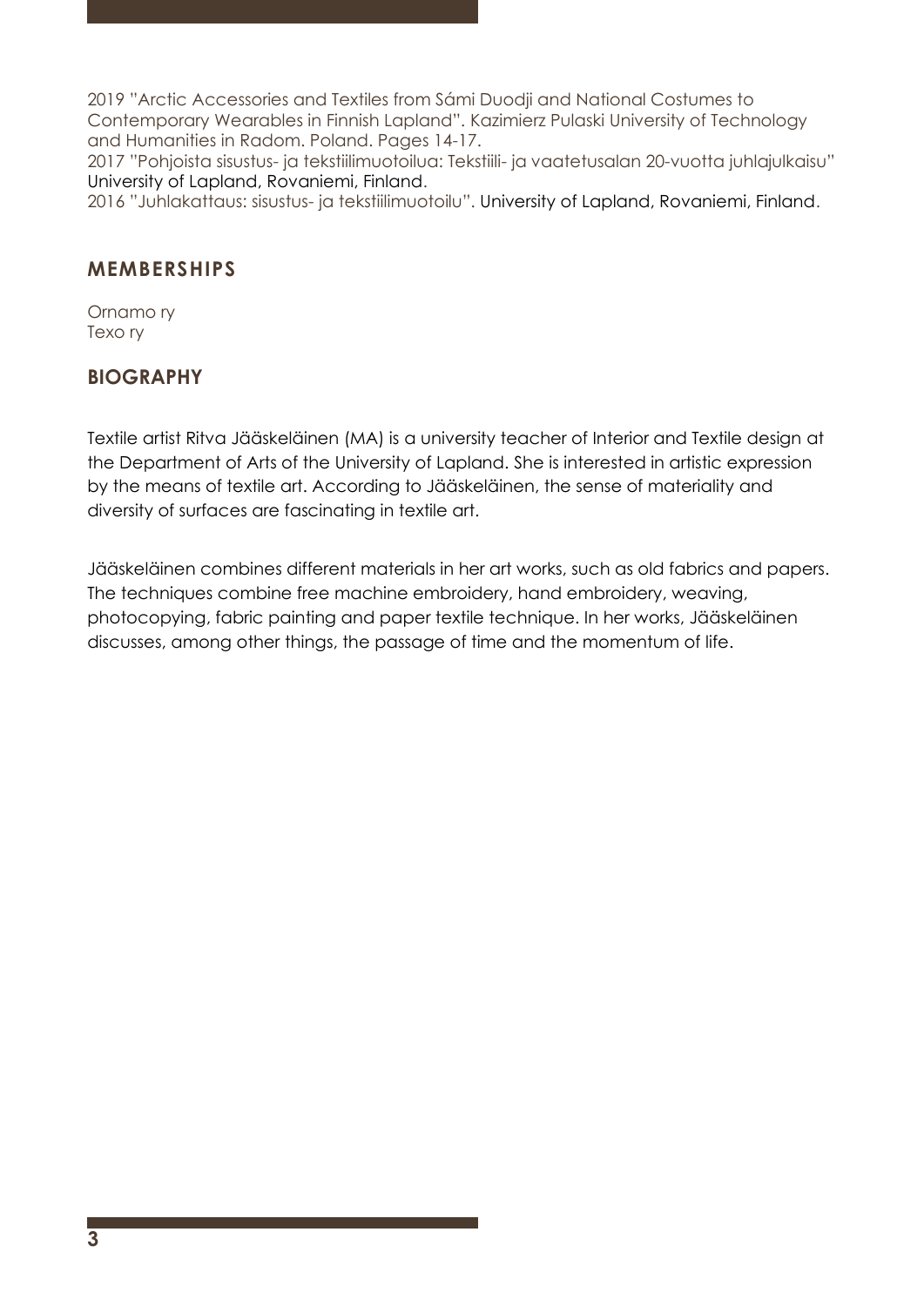2019 "Arctic Accessories and Textiles from Sámi Duodji and National Costumes to Contemporary Wearables in Finnish Lapland". Kazimierz Pulaski University of Technology and Humanities in Radom. Poland. Pages 14-17.
2017 "Pohjoista sisustus- ja tekstiilimuotoilua: Tekstiili- ja vaatetusalan 20-vuotta juhlajulkaisu" University of Lapland, Rovaniemi, Finland.
2016 "Juhlakattaus: sisustus- ja tekstiilimuotoilu". University of Lapland, Rovaniemi, Finland.

## MEMBERSHIPS

Ornamo ry
Texo ry

## BIOGRAPHY

Textile artist Ritva Jääskeläinen (MA) is a university teacher of Interior and Textile design at the Department of Arts of the University of Lapland. She is interested in artistic expression by the means of textile art. According to Jääskeläinen, the sense of materiality and diversity of surfaces are fascinating in textile art.

Jääskeläinen combines different materials in her art works, such as old fabrics and papers. The techniques combine free machine embroidery, hand embroidery, weaving, photocopying, fabric painting and paper textile technique. In her works, Jääskeläinen discusses, among other things, the passage of time and the momentum of life.